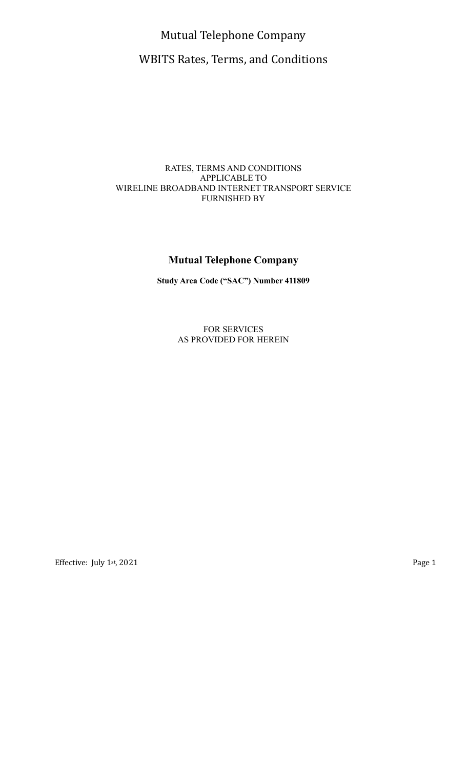# Mutual Telephone Company

## WBITS Rates, Terms, and Conditions

RATES, TERMS AND CONDITIONS
APPLICABLE TO
WIRELINE BROADBAND INTERNET TRANSPORT SERVICE
FURNISHED BY

**Mutual Telephone Company**

**Study Area Code ("SAC") Number 411809**

FOR SERVICES
AS PROVIDED FOR HEREIN

Effective: July 1st, 2021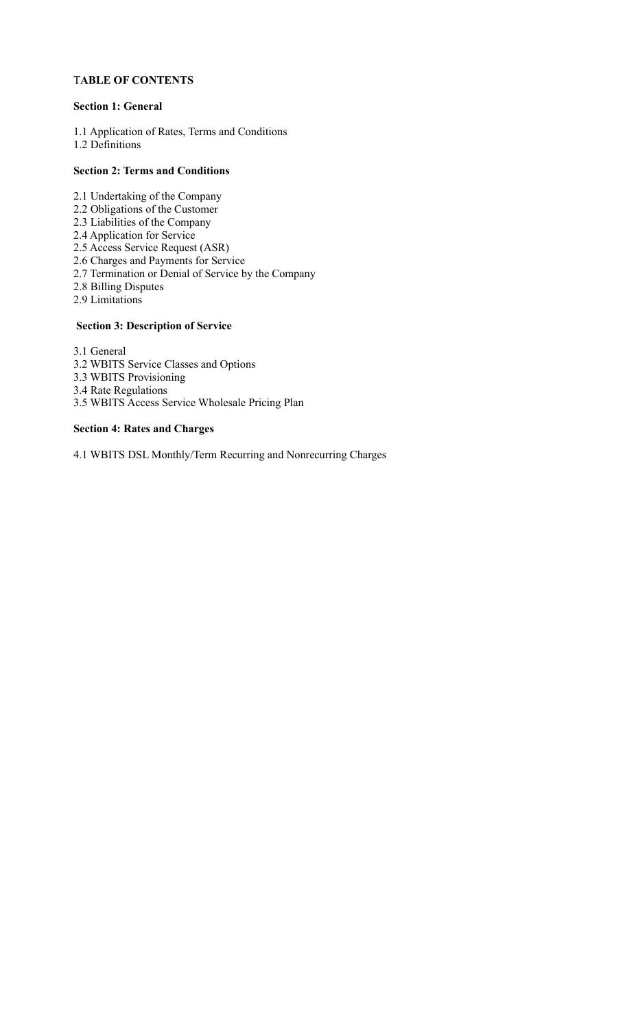# TABLE OF CONTENTS

**Section 1: General**

1.1 Application of Rates, Terms and Conditions
1.2 Definitions

**Section 2: Terms and Conditions**

2.1 Undertaking of the Company
2.2 Obligations of the Customer
2.3 Liabilities of the Company
2.4 Application for Service
2.5 Access Service Request (ASR)
2.6 Charges and Payments for Service
2.7 Termination or Denial of Service by the Company
2.8 Billing Disputes
2.9 Limitations

**Section 3: Description of Service**

3.1 General
3.2 WBITS Service Classes and Options
3.3 WBITS Provisioning
3.4 Rate Regulations
3.5 WBITS Access Service Wholesale Pricing Plan

**Section 4: Rates and Charges**

4.1 WBITS DSL Monthly/Term Recurring and Nonrecurring Charges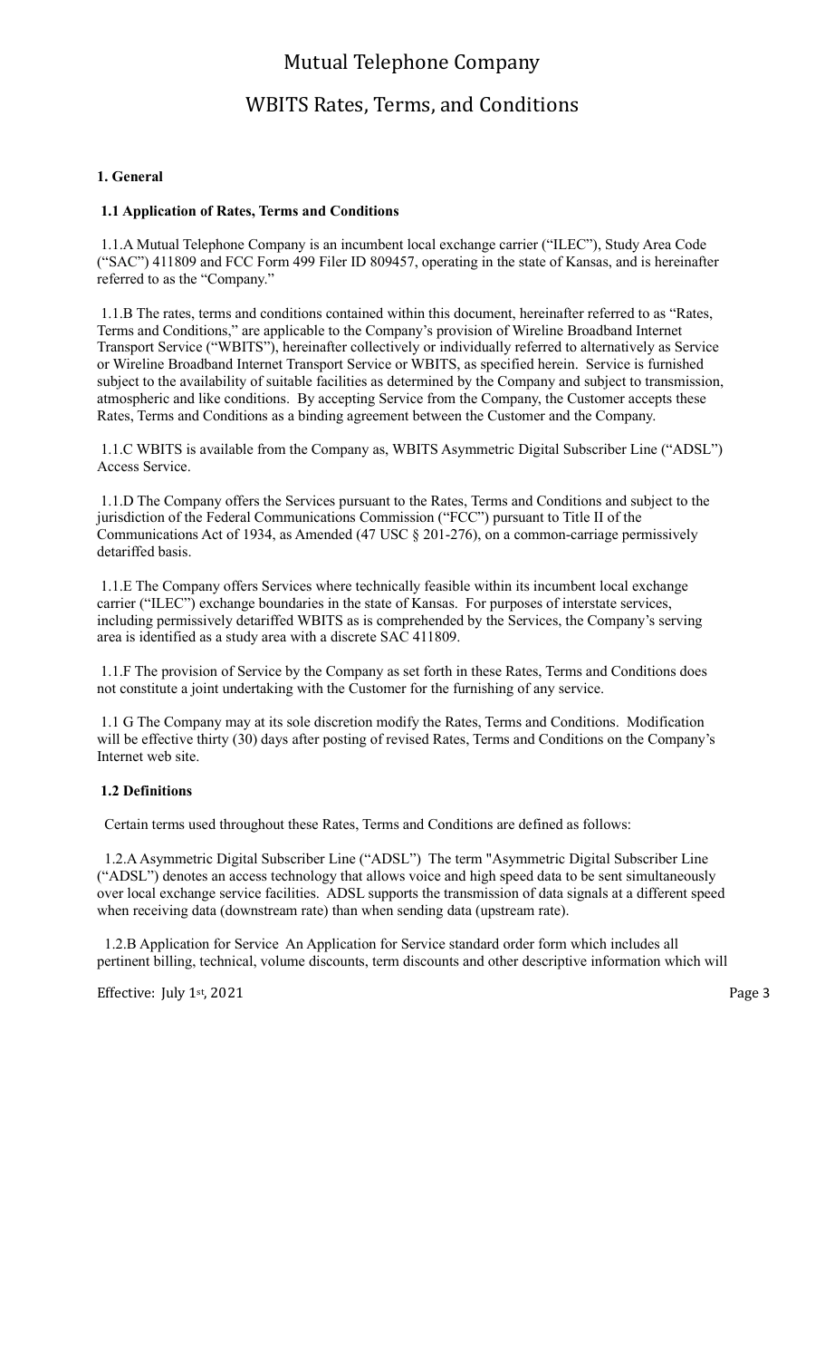# Mutual Telephone Company

## WBITS Rates, Terms, and Conditions

**1. General**

**1.1 Application of Rates, Terms and Conditions**

1.1.A Mutual Telephone Company is an incumbent local exchange carrier ("ILEC"), Study Area Code ("SAC") 411809 and FCC Form 499 Filer ID 809457, operating in the state of Kansas, and is hereinafter referred to as the "Company."

1.1.B The rates, terms and conditions contained within this document, hereinafter referred to as "Rates, Terms and Conditions," are applicable to the Company's provision of Wireline Broadband Internet Transport Service ("WBITS"), hereinafter collectively or individually referred to alternatively as Service or Wireline Broadband Internet Transport Service or WBITS, as specified herein. Service is furnished subject to the availability of suitable facilities as determined by the Company and subject to transmission, atmospheric and like conditions. By accepting Service from the Company, the Customer accepts these Rates, Terms and Conditions as a binding agreement between the Customer and the Company.

1.1.C WBITS is available from the Company as, WBITS Asymmetric Digital Subscriber Line ("ADSL") Access Service.

1.1.D The Company offers the Services pursuant to the Rates, Terms and Conditions and subject to the jurisdiction of the Federal Communications Commission ("FCC") pursuant to Title II of the Communications Act of 1934, as Amended (47 USC § 201-276), on a common-carriage permissively detariffed basis.

1.1.E The Company offers Services where technically feasible within its incumbent local exchange carrier ("ILEC") exchange boundaries in the state of Kansas. For purposes of interstate services, including permissively detariffed WBITS as is comprehended by the Services, the Company's serving area is identified as a study area with a discrete SAC 411809.

1.1.F The provision of Service by the Company as set forth in these Rates, Terms and Conditions does not constitute a joint undertaking with the Customer for the furnishing of any service.

1.1 G The Company may at its sole discretion modify the Rates, Terms and Conditions. Modification will be effective thirty (30) days after posting of revised Rates, Terms and Conditions on the Company's Internet web site.

**1.2 Definitions**

Certain terms used throughout these Rates, Terms and Conditions are defined as follows:

1.2.A Asymmetric Digital Subscriber Line ("ADSL") The term "Asymmetric Digital Subscriber Line ("ADSL") denotes an access technology that allows voice and high speed data to be sent simultaneously over local exchange service facilities. ADSL supports the transmission of data signals at a different speed when receiving data (downstream rate) than when sending data (upstream rate).

1.2.B Application for Service An Application for Service standard order form which includes all pertinent billing, technical, volume discounts, term discounts and other descriptive information which will

Effective: July 1st, 2021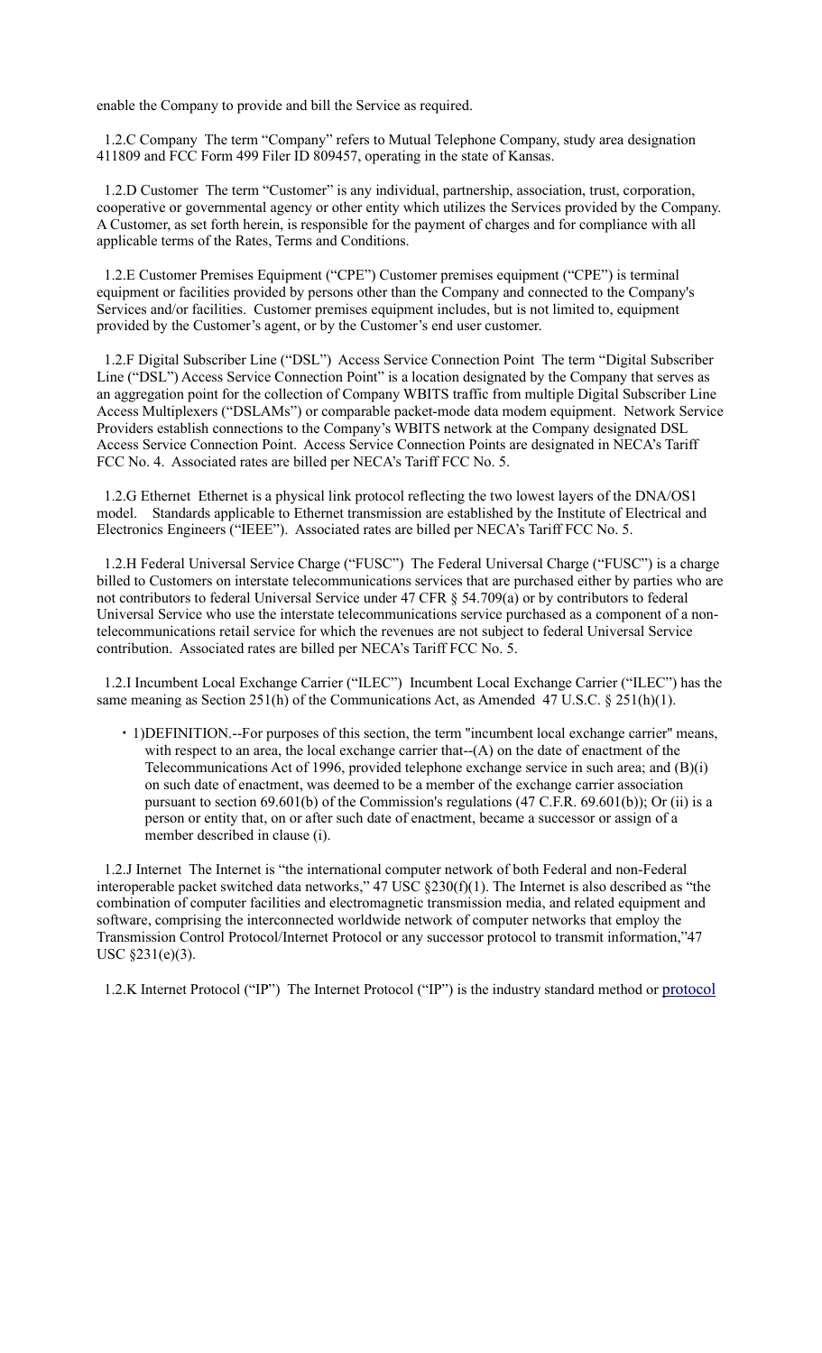enable the Company to provide and bill the Service as required.

1.2.C Company The term "Company" refers to Mutual Telephone Company, study area designation 411809 and FCC Form 499 Filer ID 809457, operating in the state of Kansas.

1.2.D Customer The term "Customer" is any individual, partnership, association, trust, corporation, cooperative or governmental agency or other entity which utilizes the Services provided by the Company. A Customer, as set forth herein, is responsible for the payment of charges and for compliance with all applicable terms of the Rates, Terms and Conditions.

1.2.E Customer Premises Equipment ("CPE") Customer premises equipment ("CPE") is terminal equipment or facilities provided by persons other than the Company and connected to the Company's Services and/or facilities. Customer premises equipment includes, but is not limited to, equipment provided by the Customer's agent, or by the Customer's end user customer.

1.2.F Digital Subscriber Line ("DSL") Access Service Connection Point The term "Digital Subscriber Line ("DSL") Access Service Connection Point" is a location designated by the Company that serves as an aggregation point for the collection of Company WBITS traffic from multiple Digital Subscriber Line Access Multiplexers ("DSLAMs") or comparable packet-mode data modem equipment. Network Service Providers establish connections to the Company's WBITS network at the Company designated DSL Access Service Connection Point. Access Service Connection Points are designated in NECA's Tariff FCC No. 4. Associated rates are billed per NECA's Tariff FCC No. 5.

1.2.G Ethernet Ethernet is a physical link protocol reflecting the two lowest layers of the DNA/OS1 model. Standards applicable to Ethernet transmission are established by the Institute of Electrical and Electronics Engineers ("IEEE"). Associated rates are billed per NECA's Tariff FCC No. 5.

1.2.H Federal Universal Service Charge ("FUSC") The Federal Universal Charge ("FUSC") is a charge billed to Customers on interstate telecommunications services that are purchased either by parties who are not contributors to federal Universal Service under 47 CFR § 54.709(a) or by contributors to federal Universal Service who use the interstate telecommunications service purchased as a component of a non-telecommunications retail service for which the revenues are not subject to federal Universal Service contribution. Associated rates are billed per NECA's Tariff FCC No. 5.

1.2.I Incumbent Local Exchange Carrier ("ILEC") Incumbent Local Exchange Carrier ("ILEC") has the same meaning as Section 251(h) of the Communications Act, as Amended 47 U.S.C. § 251(h)(1).

- 1)DEFINITION.--For purposes of this section, the term "incumbent local exchange carrier" means, with respect to an area, the local exchange carrier that--(A) on the date of enactment of the Telecommunications Act of 1996, provided telephone exchange service in such area; and (B)(i) on such date of enactment, was deemed to be a member of the exchange carrier association pursuant to section 69.601(b) of the Commission's regulations (47 C.F.R. 69.601(b)); Or (ii) is a person or entity that, on or after such date of enactment, became a successor or assign of a member described in clause (i).

1.2.J Internet The Internet is "the international computer network of both Federal and non-Federal interoperable packet switched data networks," 47 USC §230(f)(1). The Internet is also described as "the combination of computer facilities and electromagnetic transmission media, and related equipment and software, comprising the interconnected worldwide network of computer networks that employ the Transmission Control Protocol/Internet Protocol or any successor protocol to transmit information,"47 USC §231(e)(3).

1.2.K Internet Protocol ("IP") The Internet Protocol ("IP") is the industry standard method or protocol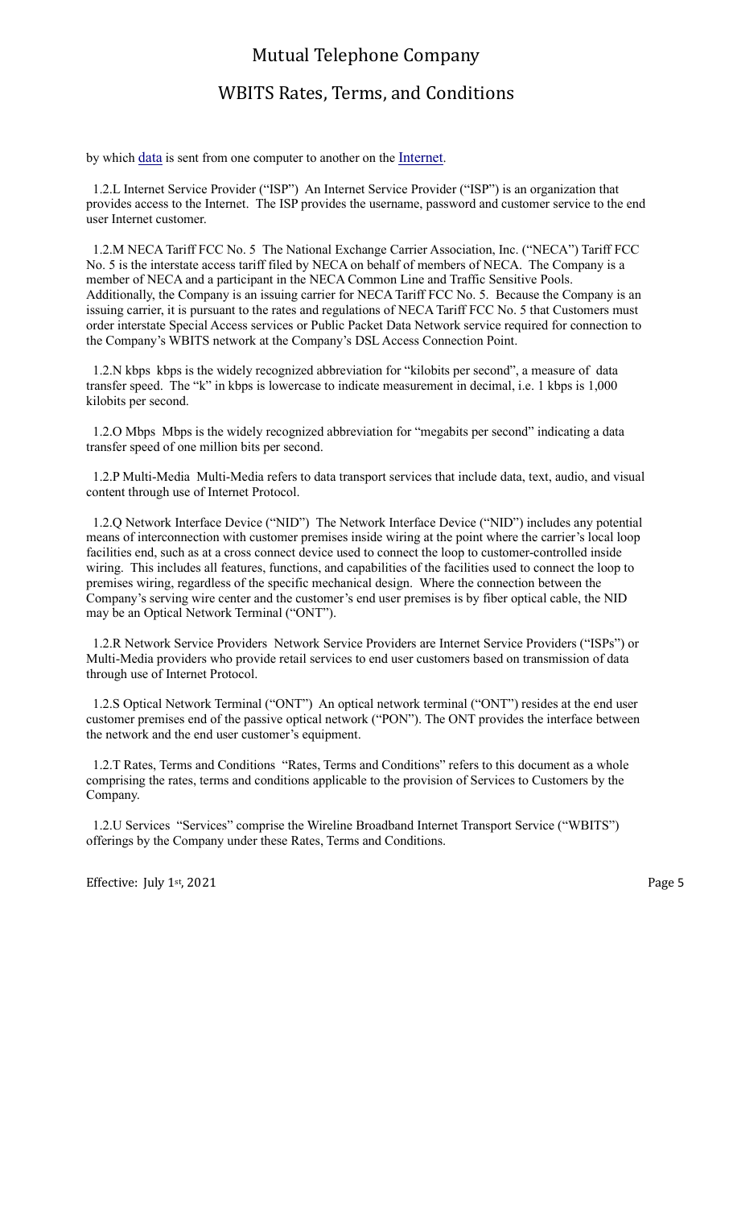by which data is sent from one computer to another on the Internet.

1.2.L Internet Service Provider ("ISP") An Internet Service Provider ("ISP") is an organization that provides access to the Internet. The ISP provides the username, password and customer service to the end user Internet customer.

1.2.M NECA Tariff FCC No. 5 The National Exchange Carrier Association, Inc. ("NECA") Tariff FCC No. 5 is the interstate access tariff filed by NECA on behalf of members of NECA. The Company is a member of NECA and a participant in the NECA Common Line and Traffic Sensitive Pools. Additionally, the Company is an issuing carrier for NECA Tariff FCC No. 5. Because the Company is an issuing carrier, it is pursuant to the rates and regulations of NECA Tariff FCC No. 5 that Customers must order interstate Special Access services or Public Packet Data Network service required for connection to the Company's WBITS network at the Company's DSL Access Connection Point.

1.2.N kbps kbps is the widely recognized abbreviation for "kilobits per second", a measure of data transfer speed. The "k" in kbps is lowercase to indicate measurement in decimal, i.e. 1 kbps is 1,000 kilobits per second.

1.2.O Mbps Mbps is the widely recognized abbreviation for "megabits per second" indicating a data transfer speed of one million bits per second.

1.2.P Multi-Media Multi-Media refers to data transport services that include data, text, audio, and visual content through use of Internet Protocol.

1.2.Q Network Interface Device ("NID") The Network Interface Device ("NID") includes any potential means of interconnection with customer premises inside wiring at the point where the carrier's local loop facilities end, such as at a cross connect device used to connect the loop to customer-controlled inside wiring. This includes all features, functions, and capabilities of the facilities used to connect the loop to premises wiring, regardless of the specific mechanical design. Where the connection between the Company's serving wire center and the customer's end user premises is by fiber optical cable, the NID may be an Optical Network Terminal ("ONT").

1.2.R Network Service Providers Network Service Providers are Internet Service Providers ("ISPs") or Multi-Media providers who provide retail services to end user customers based on transmission of data through use of Internet Protocol.

1.2.S Optical Network Terminal ("ONT") An optical network terminal ("ONT") resides at the end user customer premises end of the passive optical network ("PON"). The ONT provides the interface between the network and the end user customer's equipment.

1.2.T Rates, Terms and Conditions "Rates, Terms and Conditions" refers to this document as a whole comprising the rates, terms and conditions applicable to the provision of Services to Customers by the Company.

1.2.U Services "Services" comprise the Wireline Broadband Internet Transport Service ("WBITS") offerings by the Company under these Rates, Terms and Conditions.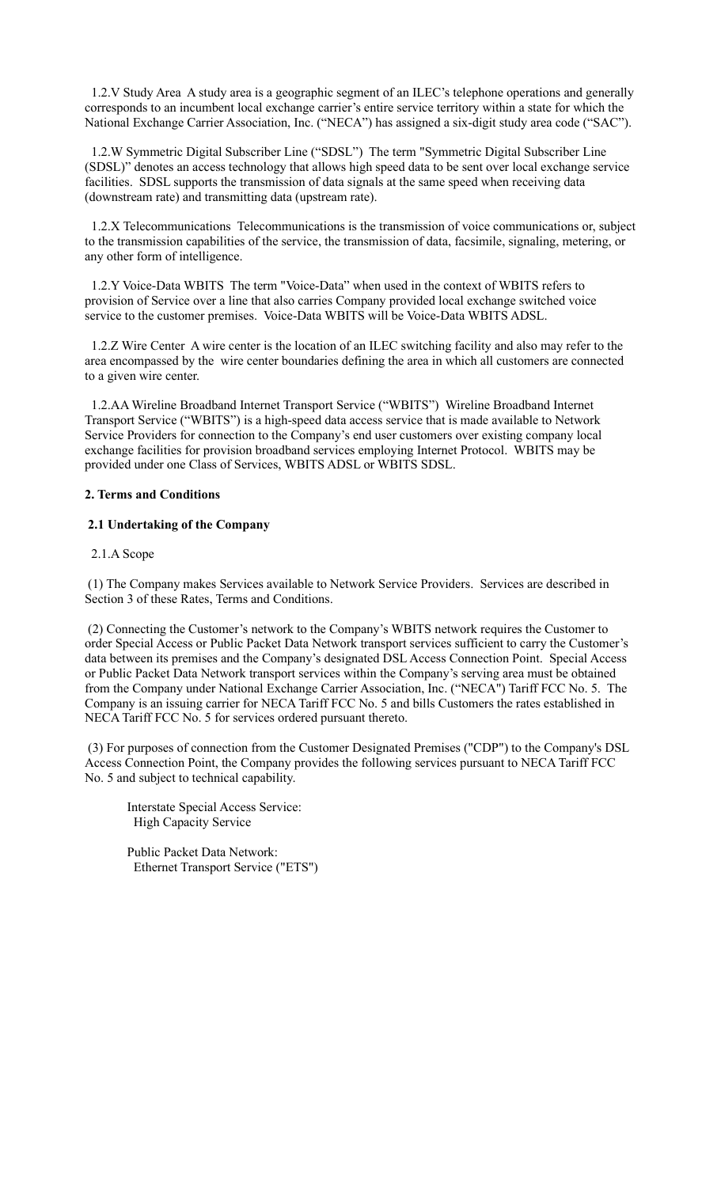1.2.V Study Area  A study area is a geographic segment of an ILEC's telephone operations and generally corresponds to an incumbent local exchange carrier's entire service territory within a state for which the National Exchange Carrier Association, Inc. ("NECA") has assigned a six-digit study area code ("SAC").

1.2.W Symmetric Digital Subscriber Line ("SDSL")  The term "Symmetric Digital Subscriber Line (SDSL)" denotes an access technology that allows high speed data to be sent over local exchange service facilities.  SDSL supports the transmission of data signals at the same speed when receiving data (downstream rate) and transmitting data (upstream rate).

1.2.X Telecommunications  Telecommunications is the transmission of voice communications or, subject to the transmission capabilities of the service, the transmission of data, facsimile, signaling, metering, or any other form of intelligence.

1.2.Y Voice-Data WBITS  The term "Voice-Data" when used in the context of WBITS refers to provision of Service over a line that also carries Company provided local exchange switched voice service to the customer premises.  Voice-Data WBITS will be Voice-Data WBITS ADSL.

1.2.Z Wire Center  A wire center is the location of an ILEC switching facility and also may refer to the area encompassed by the  wire center boundaries defining the area in which all customers are connected to a given wire center.

1.2.AA Wireline Broadband Internet Transport Service ("WBITS")  Wireline Broadband Internet Transport Service ("WBITS") is a high-speed data access service that is made available to Network Service Providers for connection to the Company's end user customers over existing company local exchange facilities for provision broadband services employing Internet Protocol.  WBITS may be provided under one Class of Services, WBITS ADSL or WBITS SDSL.

**2. Terms and Conditions**

**2.1 Undertaking of the Company**

2.1.A Scope

(1) The Company makes Services available to Network Service Providers.  Services are described in Section 3 of these Rates, Terms and Conditions.

(2) Connecting the Customer's network to the Company's WBITS network requires the Customer to order Special Access or Public Packet Data Network transport services sufficient to carry the Customer's data between its premises and the Company's designated DSL Access Connection Point.  Special Access or Public Packet Data Network transport services within the Company's serving area must be obtained from the Company under National Exchange Carrier Association, Inc. ("NECA") Tariff FCC No. 5.  The Company is an issuing carrier for NECA Tariff FCC No. 5 and bills Customers the rates established in NECA Tariff FCC No. 5 for services ordered pursuant thereto.

(3) For purposes of connection from the Customer Designated Premises ("CDP") to the Company's DSL Access Connection Point, the Company provides the following services pursuant to NECA Tariff FCC No. 5 and subject to technical capability.

Interstate Special Access Service:
High Capacity Service

Public Packet Data Network:
Ethernet Transport Service ("ETS")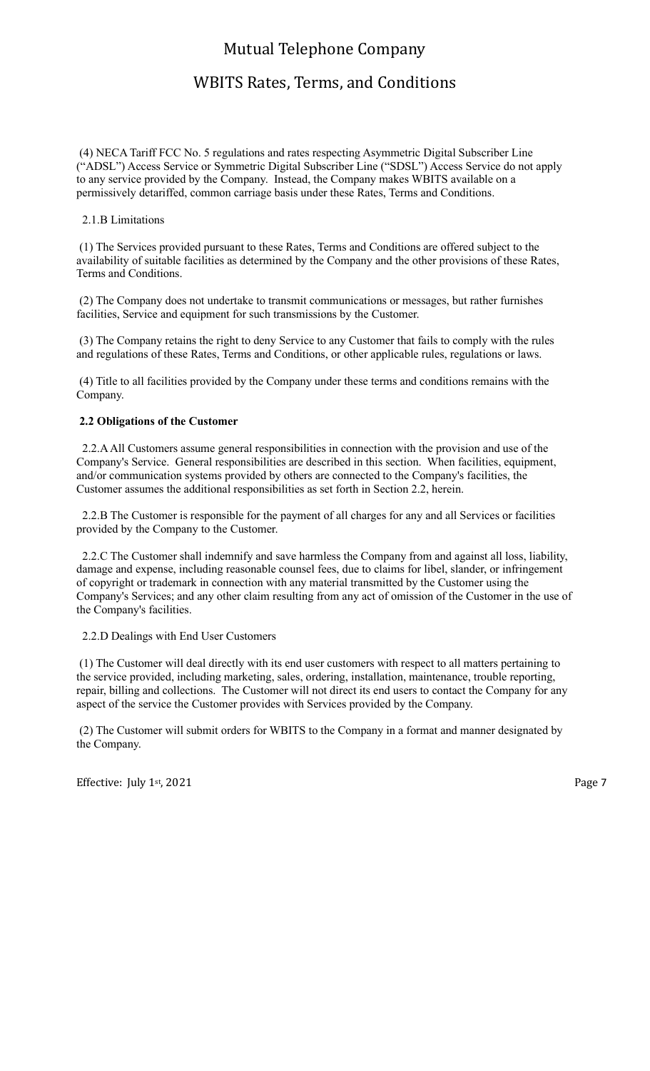(4) NECA Tariff FCC No. 5 regulations and rates respecting Asymmetric Digital Subscriber Line ("ADSL") Access Service or Symmetric Digital Subscriber Line ("SDSL") Access Service do not apply to any service provided by the Company. Instead, the Company makes WBITS available on a permissively detariffed, common carriage basis under these Rates, Terms and Conditions.

2.1.B Limitations

(1) The Services provided pursuant to these Rates, Terms and Conditions are offered subject to the availability of suitable facilities as determined by the Company and the other provisions of these Rates, Terms and Conditions.

(2) The Company does not undertake to transmit communications or messages, but rather furnishes facilities, Service and equipment for such transmissions by the Customer.

(3) The Company retains the right to deny Service to any Customer that fails to comply with the rules and regulations of these Rates, Terms and Conditions, or other applicable rules, regulations or laws.

(4) Title to all facilities provided by the Company under these terms and conditions remains with the Company.

**2.2 Obligations of the Customer**

2.2.A All Customers assume general responsibilities in connection with the provision and use of the Company's Service. General responsibilities are described in this section. When facilities, equipment, and/or communication systems provided by others are connected to the Company's facilities, the Customer assumes the additional responsibilities as set forth in Section 2.2, herein.

2.2.B The Customer is responsible for the payment of all charges for any and all Services or facilities provided by the Company to the Customer.

2.2.C The Customer shall indemnify and save harmless the Company from and against all loss, liability, damage and expense, including reasonable counsel fees, due to claims for libel, slander, or infringement of copyright or trademark in connection with any material transmitted by the Customer using the Company's Services; and any other claim resulting from any act of omission of the Customer in the use of the Company's facilities.

2.2.D Dealings with End User Customers

(1) The Customer will deal directly with its end user customers with respect to all matters pertaining to the service provided, including marketing, sales, ordering, installation, maintenance, trouble reporting, repair, billing and collections. The Customer will not direct its end users to contact the Company for any aspect of the service the Customer provides with Services provided by the Company.

(2) The Customer will submit orders for WBITS to the Company in a format and manner designated by the Company.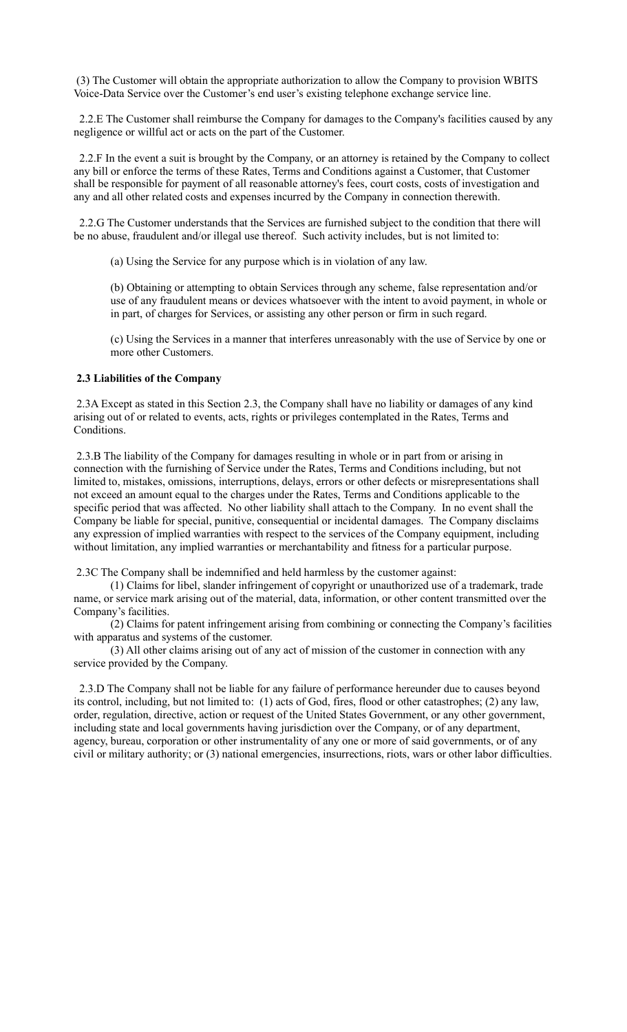(3) The Customer will obtain the appropriate authorization to allow the Company to provision WBITS Voice-Data Service over the Customer's end user's existing telephone exchange service line.

2.2.E The Customer shall reimburse the Company for damages to the Company's facilities caused by any negligence or willful act or acts on the part of the Customer.

2.2.F In the event a suit is brought by the Company, or an attorney is retained by the Company to collect any bill or enforce the terms of these Rates, Terms and Conditions against a Customer, that Customer shall be responsible for payment of all reasonable attorney's fees, court costs, costs of investigation and any and all other related costs and expenses incurred by the Company in connection therewith.

2.2.G The Customer understands that the Services are furnished subject to the condition that there will be no abuse, fraudulent and/or illegal use thereof. Such activity includes, but is not limited to:

(a) Using the Service for any purpose which is in violation of any law.

(b) Obtaining or attempting to obtain Services through any scheme, false representation and/or use of any fraudulent means or devices whatsoever with the intent to avoid payment, in whole or in part, of charges for Services, or assisting any other person or firm in such regard.

(c) Using the Services in a manner that interferes unreasonably with the use of Service by one or more other Customers.

**2.3 Liabilities of the Company**

2.3A Except as stated in this Section 2.3, the Company shall have no liability or damages of any kind arising out of or related to events, acts, rights or privileges contemplated in the Rates, Terms and Conditions.

2.3.B The liability of the Company for damages resulting in whole or in part from or arising in connection with the furnishing of Service under the Rates, Terms and Conditions including, but not limited to, mistakes, omissions, interruptions, delays, errors or other defects or misrepresentations shall not exceed an amount equal to the charges under the Rates, Terms and Conditions applicable to the specific period that was affected. No other liability shall attach to the Company. In no event shall the Company be liable for special, punitive, consequential or incidental damages. The Company disclaims any expression of implied warranties with respect to the services of the Company equipment, including without limitation, any implied warranties or merchantability and fitness for a particular purpose.

2.3C The Company shall be indemnified and held harmless by the customer against:

(1) Claims for libel, slander infringement of copyright or unauthorized use of a trademark, trade name, or service mark arising out of the material, data, information, or other content transmitted over the Company's facilities.

(2) Claims for patent infringement arising from combining or connecting the Company's facilities with apparatus and systems of the customer.

(3) All other claims arising out of any act of mission of the customer in connection with any service provided by the Company.

2.3.D The Company shall not be liable for any failure of performance hereunder due to causes beyond its control, including, but not limited to: (1) acts of God, fires, flood or other catastrophes; (2) any law, order, regulation, directive, action or request of the United States Government, or any other government, including state and local governments having jurisdiction over the Company, or of any department, agency, bureau, corporation or other instrumentality of any one or more of said governments, or of any civil or military authority; or (3) national emergencies, insurrections, riots, wars or other labor difficulties.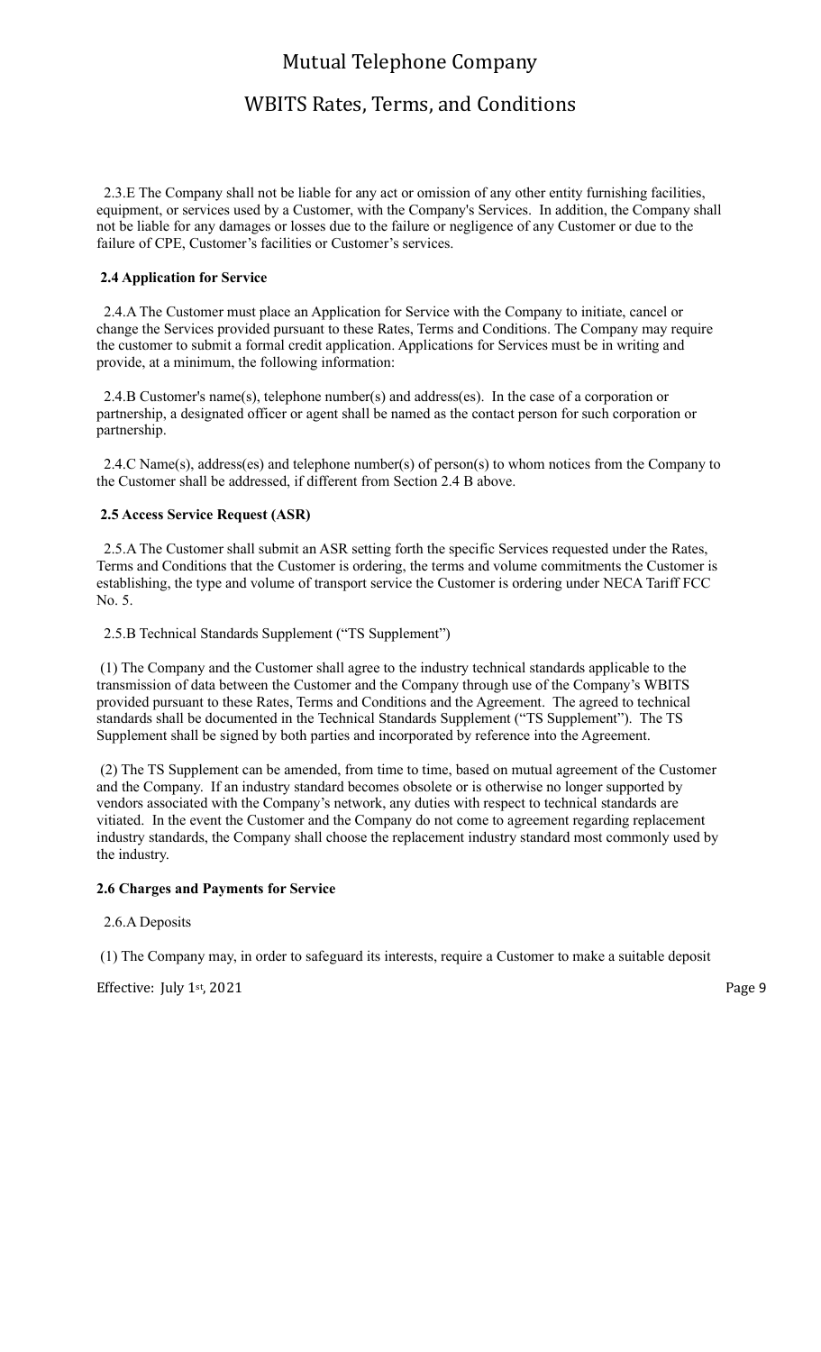2.3.E The Company shall not be liable for any act or omission of any other entity furnishing facilities, equipment, or services used by a Customer, with the Company's Services. In addition, the Company shall not be liable for any damages or losses due to the failure or negligence of any Customer or due to the failure of CPE, Customer's facilities or Customer's services.

**2.4 Application for Service**

2.4.A The Customer must place an Application for Service with the Company to initiate, cancel or change the Services provided pursuant to these Rates, Terms and Conditions. The Company may require the customer to submit a formal credit application. Applications for Services must be in writing and provide, at a minimum, the following information:

2.4.B Customer's name(s), telephone number(s) and address(es). In the case of a corporation or partnership, a designated officer or agent shall be named as the contact person for such corporation or partnership.

2.4.C Name(s), address(es) and telephone number(s) of person(s) to whom notices from the Company to the Customer shall be addressed, if different from Section 2.4 B above.

**2.5 Access Service Request (ASR)**

2.5.A The Customer shall submit an ASR setting forth the specific Services requested under the Rates, Terms and Conditions that the Customer is ordering, the terms and volume commitments the Customer is establishing, the type and volume of transport service the Customer is ordering under NECA Tariff FCC No. 5.

2.5.B Technical Standards Supplement ("TS Supplement")

(1) The Company and the Customer shall agree to the industry technical standards applicable to the transmission of data between the Customer and the Company through use of the Company's WBITS provided pursuant to these Rates, Terms and Conditions and the Agreement. The agreed to technical standards shall be documented in the Technical Standards Supplement ("TS Supplement"). The TS Supplement shall be signed by both parties and incorporated by reference into the Agreement.

(2) The TS Supplement can be amended, from time to time, based on mutual agreement of the Customer and the Company. If an industry standard becomes obsolete or is otherwise no longer supported by vendors associated with the Company's network, any duties with respect to technical standards are vitiated. In the event the Customer and the Company do not come to agreement regarding replacement industry standards, the Company shall choose the replacement industry standard most commonly used by the industry.

**2.6 Charges and Payments for Service**

2.6.A Deposits

(1) The Company may, in order to safeguard its interests, require a Customer to make a suitable deposit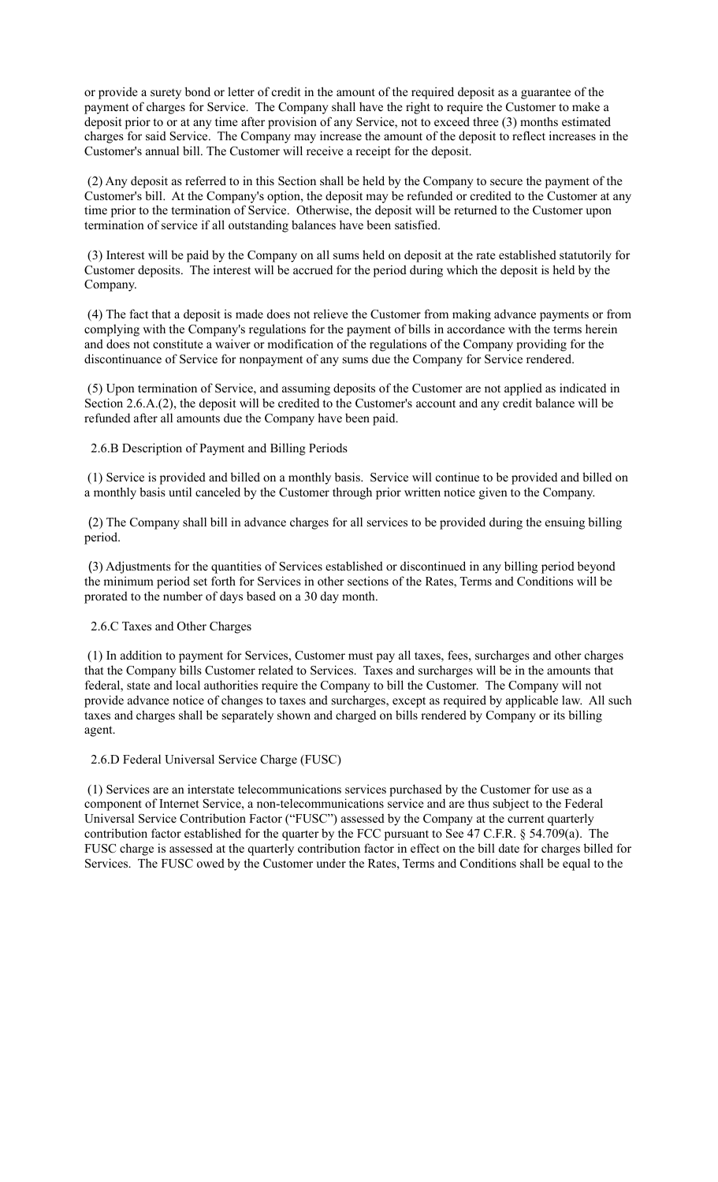or provide a surety bond or letter of credit in the amount of the required deposit as a guarantee of the payment of charges for Service. The Company shall have the right to require the Customer to make a deposit prior to or at any time after provision of any Service, not to exceed three (3) months estimated charges for said Service. The Company may increase the amount of the deposit to reflect increases in the Customer's annual bill. The Customer will receive a receipt for the deposit.

(2) Any deposit as referred to in this Section shall be held by the Company to secure the payment of the Customer's bill. At the Company's option, the deposit may be refunded or credited to the Customer at any time prior to the termination of Service. Otherwise, the deposit will be returned to the Customer upon termination of service if all outstanding balances have been satisfied.

(3) Interest will be paid by the Company on all sums held on deposit at the rate established statutorily for Customer deposits. The interest will be accrued for the period during which the deposit is held by the Company.

(4) The fact that a deposit is made does not relieve the Customer from making advance payments or from complying with the Company's regulations for the payment of bills in accordance with the terms herein and does not constitute a waiver or modification of the regulations of the Company providing for the discontinuance of Service for nonpayment of any sums due the Company for Service rendered.

(5) Upon termination of Service, and assuming deposits of the Customer are not applied as indicated in Section 2.6.A.(2), the deposit will be credited to the Customer's account and any credit balance will be refunded after all amounts due the Company have been paid.

2.6.B Description of Payment and Billing Periods

(1) Service is provided and billed on a monthly basis. Service will continue to be provided and billed on a monthly basis until canceled by the Customer through prior written notice given to the Company.

(2) The Company shall bill in advance charges for all services to be provided during the ensuing billing period.

(3) Adjustments for the quantities of Services established or discontinued in any billing period beyond the minimum period set forth for Services in other sections of the Rates, Terms and Conditions will be prorated to the number of days based on a 30 day month.

2.6.C Taxes and Other Charges

(1) In addition to payment for Services, Customer must pay all taxes, fees, surcharges and other charges that the Company bills Customer related to Services. Taxes and surcharges will be in the amounts that federal, state and local authorities require the Company to bill the Customer. The Company will not provide advance notice of changes to taxes and surcharges, except as required by applicable law. All such taxes and charges shall be separately shown and charged on bills rendered by Company or its billing agent.

2.6.D Federal Universal Service Charge (FUSC)

(1) Services are an interstate telecommunications services purchased by the Customer for use as a component of Internet Service, a non-telecommunications service and are thus subject to the Federal Universal Service Contribution Factor ("FUSC") assessed by the Company at the current quarterly contribution factor established for the quarter by the FCC pursuant to See 47 C.F.R. § 54.709(a). The FUSC charge is assessed at the quarterly contribution factor in effect on the bill date for charges billed for Services. The FUSC owed by the Customer under the Rates, Terms and Conditions shall be equal to the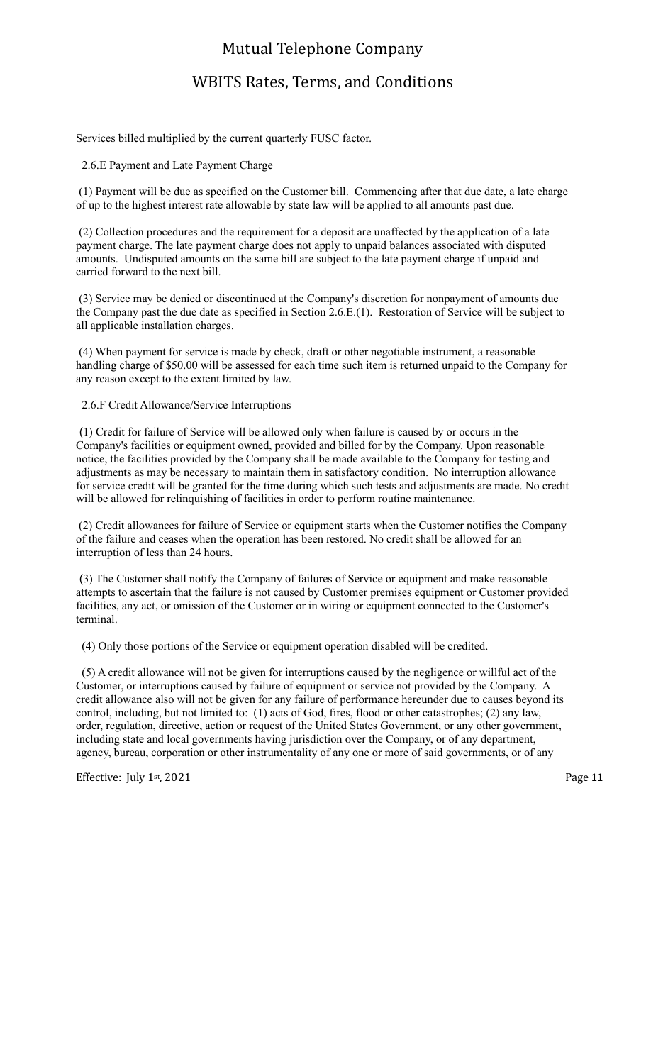Services billed multiplied by the current quarterly FUSC factor.

2.6.E Payment and Late Payment Charge

(1) Payment will be due as specified on the Customer bill. Commencing after that due date, a late charge of up to the highest interest rate allowable by state law will be applied to all amounts past due.

(2) Collection procedures and the requirement for a deposit are unaffected by the application of a late payment charge. The late payment charge does not apply to unpaid balances associated with disputed amounts. Undisputed amounts on the same bill are subject to the late payment charge if unpaid and carried forward to the next bill.

(3) Service may be denied or discontinued at the Company's discretion for nonpayment of amounts due the Company past the due date as specified in Section 2.6.E.(1). Restoration of Service will be subject to all applicable installation charges.

(4) When payment for service is made by check, draft or other negotiable instrument, a reasonable handling charge of $50.00 will be assessed for each time such item is returned unpaid to the Company for any reason except to the extent limited by law.

2.6.F Credit Allowance/Service Interruptions

(1) Credit for failure of Service will be allowed only when failure is caused by or occurs in the Company's facilities or equipment owned, provided and billed for by the Company. Upon reasonable notice, the facilities provided by the Company shall be made available to the Company for testing and adjustments as may be necessary to maintain them in satisfactory condition. No interruption allowance for service credit will be granted for the time during which such tests and adjustments are made. No credit will be allowed for relinquishing of facilities in order to perform routine maintenance.

(2) Credit allowances for failure of Service or equipment starts when the Customer notifies the Company of the failure and ceases when the operation has been restored. No credit shall be allowed for an interruption of less than 24 hours.

(3) The Customer shall notify the Company of failures of Service or equipment and make reasonable attempts to ascertain that the failure is not caused by Customer premises equipment or Customer provided facilities, any act, or omission of the Customer or in wiring or equipment connected to the Customer's terminal.

(4) Only those portions of the Service or equipment operation disabled will be credited.

(5) A credit allowance will not be given for interruptions caused by the negligence or willful act of the Customer, or interruptions caused by failure of equipment or service not provided by the Company. A credit allowance also will not be given for any failure of performance hereunder due to causes beyond its control, including, but not limited to: (1) acts of God, fires, flood or other catastrophes; (2) any law, order, regulation, directive, action or request of the United States Government, or any other government, including state and local governments having jurisdiction over the Company, or of any department, agency, bureau, corporation or other instrumentality of any one or more of said governments, or of any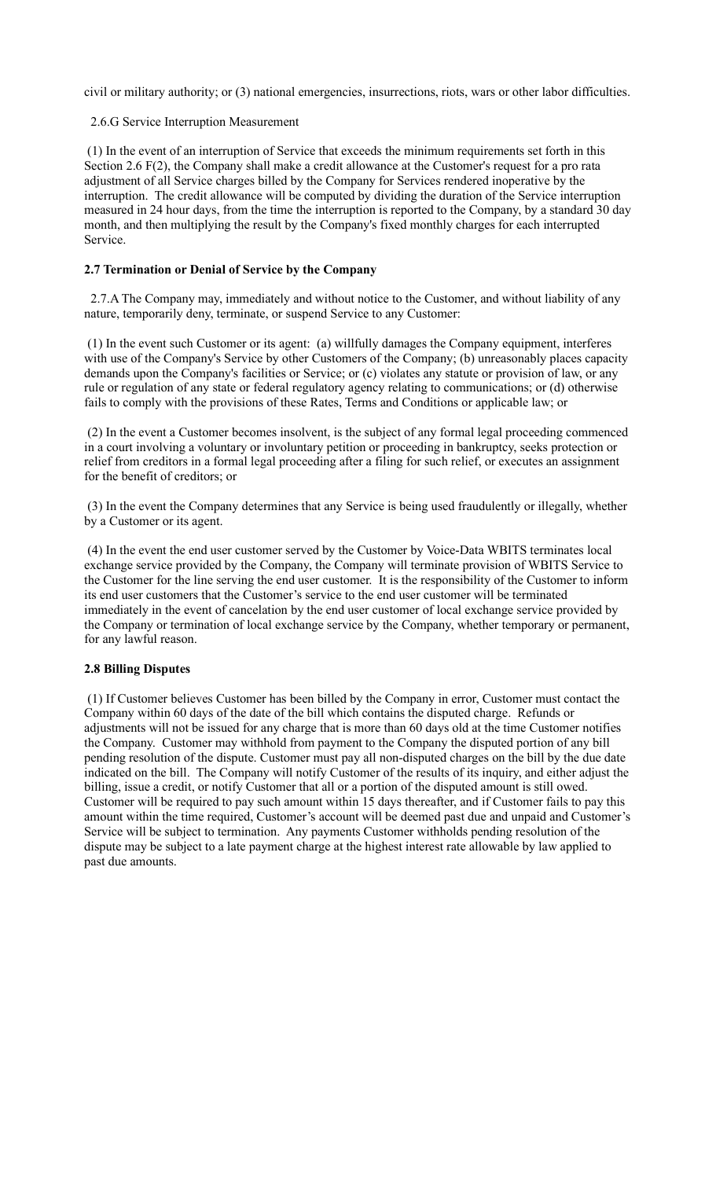civil or military authority; or (3) national emergencies, insurrections, riots, wars or other labor difficulties.

2.6.G Service Interruption Measurement

(1) In the event of an interruption of Service that exceeds the minimum requirements set forth in this Section 2.6 F(2), the Company shall make a credit allowance at the Customer's request for a pro rata adjustment of all Service charges billed by the Company for Services rendered inoperative by the interruption. The credit allowance will be computed by dividing the duration of the Service interruption measured in 24 hour days, from the time the interruption is reported to the Company, by a standard 30 day month, and then multiplying the result by the Company's fixed monthly charges for each interrupted Service.

**2.7 Termination or Denial of Service by the Company**

2.7.A The Company may, immediately and without notice to the Customer, and without liability of any nature, temporarily deny, terminate, or suspend Service to any Customer:

(1) In the event such Customer or its agent: (a) willfully damages the Company equipment, interferes with use of the Company's Service by other Customers of the Company; (b) unreasonably places capacity demands upon the Company's facilities or Service; or (c) violates any statute or provision of law, or any rule or regulation of any state or federal regulatory agency relating to communications; or (d) otherwise fails to comply with the provisions of these Rates, Terms and Conditions or applicable law; or

(2) In the event a Customer becomes insolvent, is the subject of any formal legal proceeding commenced in a court involving a voluntary or involuntary petition or proceeding in bankruptcy, seeks protection or relief from creditors in a formal legal proceeding after a filing for such relief, or executes an assignment for the benefit of creditors; or

(3) In the event the Company determines that any Service is being used fraudulently or illegally, whether by a Customer or its agent.

(4) In the event the end user customer served by the Customer by Voice-Data WBITS terminates local exchange service provided by the Company, the Company will terminate provision of WBITS Service to the Customer for the line serving the end user customer. It is the responsibility of the Customer to inform its end user customers that the Customer's service to the end user customer will be terminated immediately in the event of cancelation by the end user customer of local exchange service provided by the Company or termination of local exchange service by the Company, whether temporary or permanent, for any lawful reason.

**2.8 Billing Disputes**

(1) If Customer believes Customer has been billed by the Company in error, Customer must contact the Company within 60 days of the date of the bill which contains the disputed charge. Refunds or adjustments will not be issued for any charge that is more than 60 days old at the time Customer notifies the Company. Customer may withhold from payment to the Company the disputed portion of any bill pending resolution of the dispute. Customer must pay all non-disputed charges on the bill by the due date indicated on the bill. The Company will notify Customer of the results of its inquiry, and either adjust the billing, issue a credit, or notify Customer that all or a portion of the disputed amount is still owed. Customer will be required to pay such amount within 15 days thereafter, and if Customer fails to pay this amount within the time required, Customer's account will be deemed past due and unpaid and Customer's Service will be subject to termination. Any payments Customer withholds pending resolution of the dispute may be subject to a late payment charge at the highest interest rate allowable by law applied to past due amounts.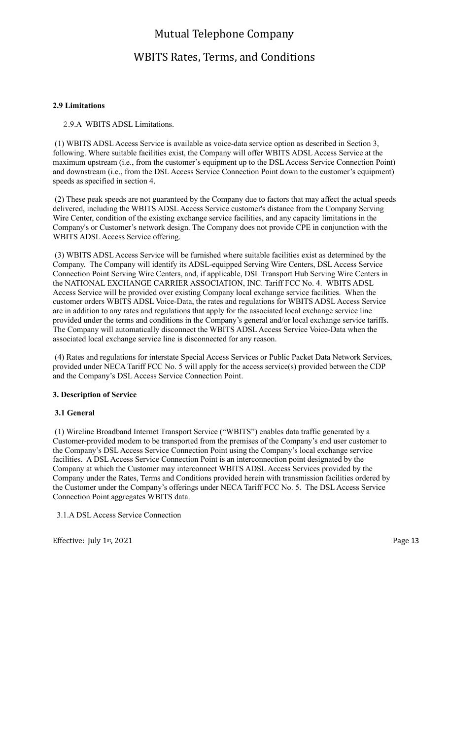**2.9 Limitations**

2.9.A WBITS ADSL Limitations.

(1) WBITS ADSL Access Service is available as voice-data service option as described in Section 3, following. Where suitable facilities exist, the Company will offer WBITS ADSL Access Service at the maximum upstream (i.e., from the customer's equipment up to the DSL Access Service Connection Point) and downstream (i.e., from the DSL Access Service Connection Point down to the customer's equipment) speeds as specified in section 4.

(2) These peak speeds are not guaranteed by the Company due to factors that may affect the actual speeds delivered, including the WBITS ADSL Access Service customer's distance from the Company Serving Wire Center, condition of the existing exchange service facilities, and any capacity limitations in the Company's or Customer's network design. The Company does not provide CPE in conjunction with the WBITS ADSL Access Service offering.

(3) WBITS ADSL Access Service will be furnished where suitable facilities exist as determined by the Company. The Company will identify its ADSL-equipped Serving Wire Centers, DSL Access Service Connection Point Serving Wire Centers, and, if applicable, DSL Transport Hub Serving Wire Centers in the NATIONAL EXCHANGE CARRIER ASSOCIATION, INC. Tariff FCC No. 4. WBITS ADSL Access Service will be provided over existing Company local exchange service facilities. When the customer orders WBITS ADSL Voice-Data, the rates and regulations for WBITS ADSL Access Service are in addition to any rates and regulations that apply for the associated local exchange service line provided under the terms and conditions in the Company's general and/or local exchange service tariffs. The Company will automatically disconnect the WBITS ADSL Access Service Voice-Data when the associated local exchange service line is disconnected for any reason.

(4) Rates and regulations for interstate Special Access Services or Public Packet Data Network Services, provided under NECA Tariff FCC No. 5 will apply for the access service(s) provided between the CDP and the Company's DSL Access Service Connection Point.

**3. Description of Service**

**3.1 General**

(1) Wireline Broadband Internet Transport Service ("WBITS") enables data traffic generated by a Customer-provided modem to be transported from the premises of the Company's end user customer to the Company's DSL Access Service Connection Point using the Company's local exchange service facilities. A DSL Access Service Connection Point is an interconnection point designated by the Company at which the Customer may interconnect WBITS ADSL Access Services provided by the Company under the Rates, Terms and Conditions provided herein with transmission facilities ordered by the Customer under the Company's offerings under NECA Tariff FCC No. 5. The DSL Access Service Connection Point aggregates WBITS data.

3.1.A DSL Access Service Connection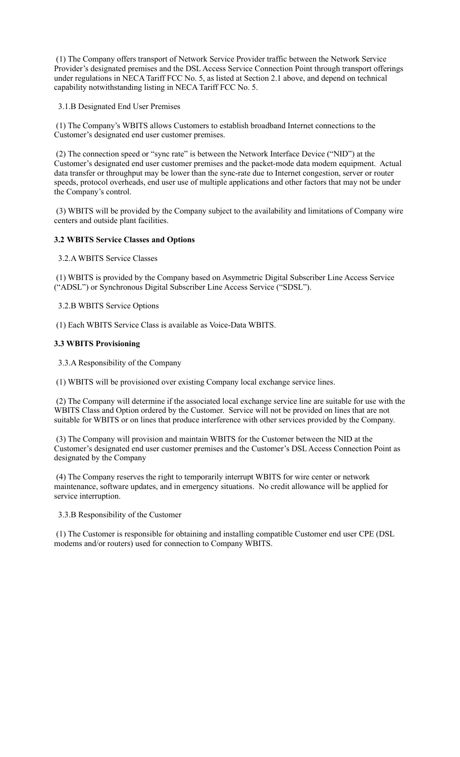(1) The Company offers transport of Network Service Provider traffic between the Network Service Provider's designated premises and the DSL Access Service Connection Point through transport offerings under regulations in NECA Tariff FCC No. 5, as listed at Section 2.1 above, and depend on technical capability notwithstanding listing in NECA Tariff FCC No. 5.

3.1.B Designated End User Premises

(1) The Company's WBITS allows Customers to establish broadband Internet connections to the Customer's designated end user customer premises.

(2) The connection speed or "sync rate" is between the Network Interface Device ("NID") at the Customer's designated end user customer premises and the packet-mode data modem equipment. Actual data transfer or throughput may be lower than the sync-rate due to Internet congestion, server or router speeds, protocol overheads, end user use of multiple applications and other factors that may not be under the Company's control.

(3) WBITS will be provided by the Company subject to the availability and limitations of Company wire centers and outside plant facilities.

### 3.2 WBITS Service Classes and Options

3.2.A WBITS Service Classes

(1) WBITS is provided by the Company based on Asymmetric Digital Subscriber Line Access Service ("ADSL") or Synchronous Digital Subscriber Line Access Service ("SDSL").

3.2.B WBITS Service Options

(1) Each WBITS Service Class is available as Voice-Data WBITS.

### 3.3 WBITS Provisioning

3.3.A Responsibility of the Company

(1) WBITS will be provisioned over existing Company local exchange service lines.

(2) The Company will determine if the associated local exchange service line are suitable for use with the WBITS Class and Option ordered by the Customer. Service will not be provided on lines that are not suitable for WBITS or on lines that produce interference with other services provided by the Company.

(3) The Company will provision and maintain WBITS for the Customer between the NID at the Customer's designated end user customer premises and the Customer's DSL Access Connection Point as designated by the Company

(4) The Company reserves the right to temporarily interrupt WBITS for wire center or network maintenance, software updates, and in emergency situations. No credit allowance will be applied for service interruption.

3.3.B Responsibility of the Customer

(1) The Customer is responsible for obtaining and installing compatible Customer end user CPE (DSL modems and/or routers) used for connection to Company WBITS.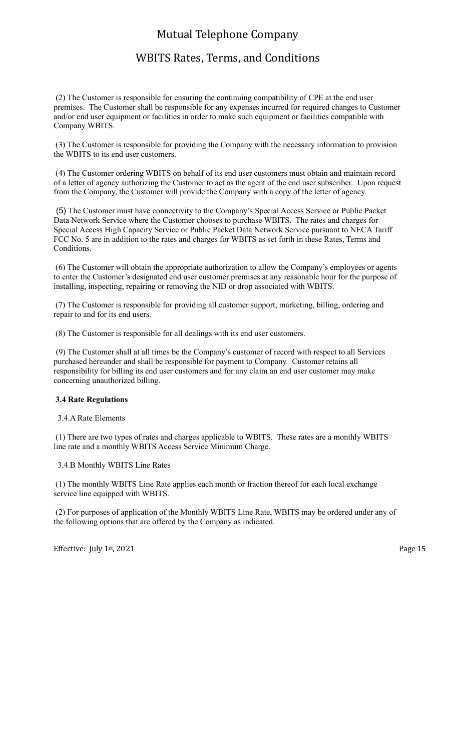(2) The Customer is responsible for ensuring the continuing compatibility of CPE at the end user premises. The Customer shall be responsible for any expenses incurred for required changes to Customer and/or end user equipment or facilities in order to make such equipment or facilities compatible with Company WBITS.

(3) The Customer is responsible for providing the Company with the necessary information to provision the WBITS to its end user customers.

(4) The Customer ordering WBITS on behalf of its end user customers must obtain and maintain record of a letter of agency authorizing the Customer to act as the agent of the end user subscriber. Upon request from the Company, the Customer will provide the Company with a copy of the letter of agency.

(5) The Customer must have connectivity to the Company's Special Access Service or Public Packet Data Network Service where the Customer chooses to purchase WBITS. The rates and charges for Special Access High Capacity Service or Public Packet Data Network Service pursuant to NECA Tariff FCC No. 5 are in addition to the rates and charges for WBITS as set forth in these Rates, Terms and Conditions.

(6) The Customer will obtain the appropriate authorization to allow the Company's employees or agents to enter the Customer's designated end user customer premises at any reasonable hour for the purpose of installing, inspecting, repairing or removing the NID or drop associated with WBITS.

(7) The Customer is responsible for providing all customer support, marketing, billing, ordering and repair to and for its end users.

(8) The Customer is responsible for all dealings with its end user customers.

(9) The Customer shall at all times be the Company's customer of record with respect to all Services purchased hereunder and shall be responsible for payment to Company. Customer retains all responsibility for billing its end user customers and for any claim an end user customer may make concerning unauthorized billing.

### 3.4 Rate Regulations

3.4.A Rate Elements

(1) There are two types of rates and charges applicable to WBITS. These rates are a monthly WBITS line rate and a monthly WBITS Access Service Minimum Charge.

3.4.B Monthly WBITS Line Rates

(1) The monthly WBITS Line Rate applies each month or fraction thereof for each local exchange service line equipped with WBITS.

(2) For purposes of application of the Monthly WBITS Line Rate, WBITS may be ordered under any of the following options that are offered by the Company as indicated.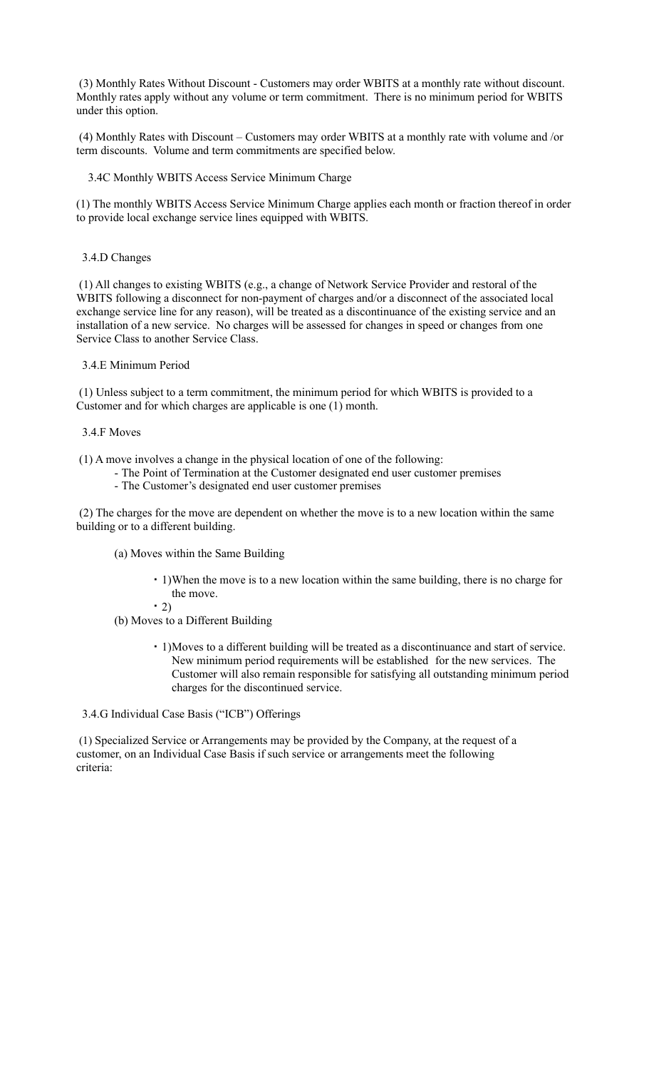(3) Monthly Rates Without Discount - Customers may order WBITS at a monthly rate without discount. Monthly rates apply without any volume or term commitment. There is no minimum period for WBITS under this option.

(4) Monthly Rates with Discount – Customers may order WBITS at a monthly rate with volume and /or term discounts. Volume and term commitments are specified below.

3.4C Monthly WBITS Access Service Minimum Charge

(1) The monthly WBITS Access Service Minimum Charge applies each month or fraction thereof in order to provide local exchange service lines equipped with WBITS.

3.4.D Changes

(1) All changes to existing WBITS (e.g., a change of Network Service Provider and restoral of the WBITS following a disconnect for non-payment of charges and/or a disconnect of the associated local exchange service line for any reason), will be treated as a discontinuance of the existing service and an installation of a new service. No charges will be assessed for changes in speed or changes from one Service Class to another Service Class.

3.4.E Minimum Period

(1) Unless subject to a term commitment, the minimum period for which WBITS is provided to a Customer and for which charges are applicable is one (1) month.

3.4.F Moves

(1) A move involves a change in the physical location of one of the following:

- The Point of Termination at the Customer designated end user customer premises
- The Customer's designated end user customer premises

(2) The charges for the move are dependent on whether the move is to a new location within the same building or to a different building.

(a) Moves within the Same Building

- 1)When the move is to a new location within the same building, there is no charge for the move.
- 2)

(b) Moves to a Different Building

- 1)Moves to a different building will be treated as a discontinuance and start of service. New minimum period requirements will be established for the new services. The Customer will also remain responsible for satisfying all outstanding minimum period charges for the discontinued service.

3.4.G Individual Case Basis ("ICB") Offerings

(1) Specialized Service or Arrangements may be provided by the Company, at the request of a customer, on an Individual Case Basis if such service or arrangements meet the following criteria: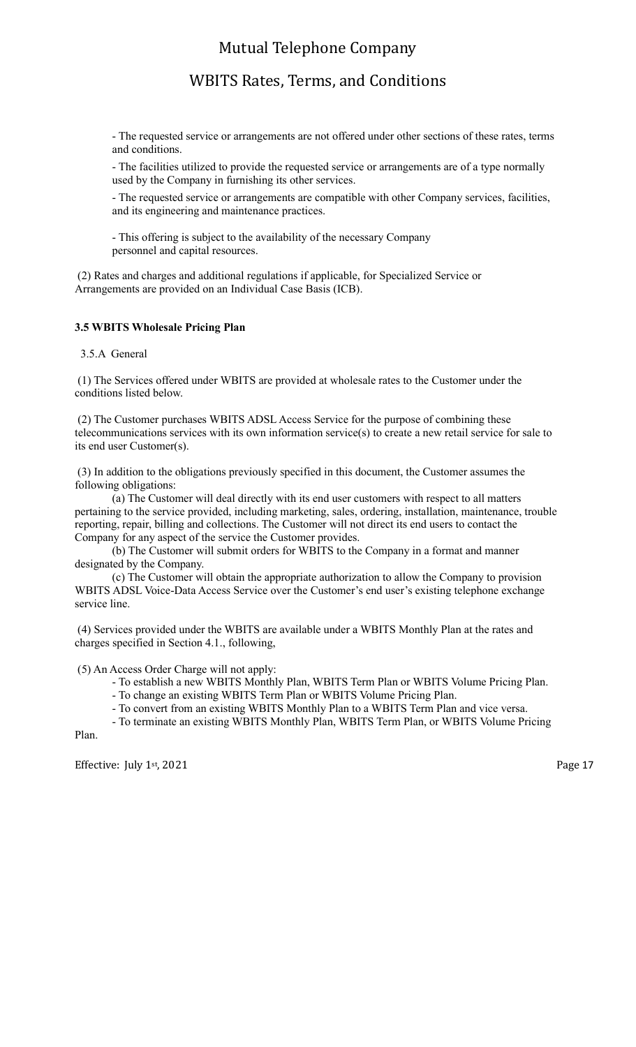- The requested service or arrangements are not offered under other sections of these rates, terms and conditions.

- The facilities utilized to provide the requested service or arrangements are of a type normally used by the Company in furnishing its other services.

- The requested service or arrangements are compatible with other Company services, facilities, and its engineering and maintenance practices.

- This offering is subject to the availability of the necessary Company personnel and capital resources.

(2) Rates and charges and additional regulations if applicable, for Specialized Service or Arrangements are provided on an Individual Case Basis (ICB).

**3.5 WBITS Wholesale Pricing Plan**

3.5.A General

(1) The Services offered under WBITS are provided at wholesale rates to the Customer under the conditions listed below.

(2) The Customer purchases WBITS ADSL Access Service for the purpose of combining these telecommunications services with its own information service(s) to create a new retail service for sale to its end user Customer(s).

(3) In addition to the obligations previously specified in this document, the Customer assumes the following obligations:

(a) The Customer will deal directly with its end user customers with respect to all matters pertaining to the service provided, including marketing, sales, ordering, installation, maintenance, trouble reporting, repair, billing and collections. The Customer will not direct its end users to contact the Company for any aspect of the service the Customer provides.

(b) The Customer will submit orders for WBITS to the Company in a format and manner designated by the Company.

(c) The Customer will obtain the appropriate authorization to allow the Company to provision WBITS ADSL Voice-Data Access Service over the Customer's end user's existing telephone exchange service line.

(4) Services provided under the WBITS are available under a WBITS Monthly Plan at the rates and charges specified in Section 4.1., following,

(5) An Access Order Charge will not apply:

- To establish a new WBITS Monthly Plan, WBITS Term Plan or WBITS Volume Pricing Plan.
- To change an existing WBITS Term Plan or WBITS Volume Pricing Plan.
- To convert from an existing WBITS Monthly Plan to a WBITS Term Plan and vice versa.
- To terminate an existing WBITS Monthly Plan, WBITS Term Plan, or WBITS Volume Pricing Plan.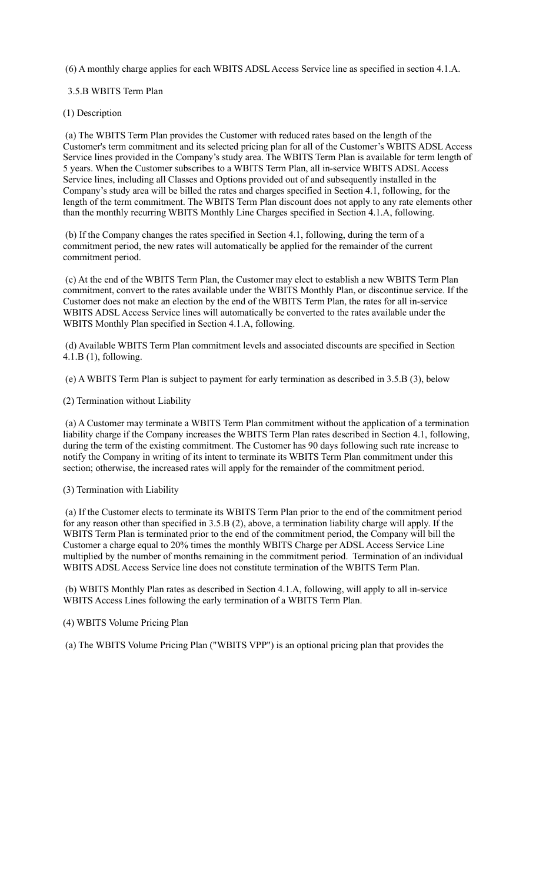(6) A monthly charge applies for each WBITS ADSL Access Service line as specified in section 4.1.A.

3.5.B WBITS Term Plan

(1) Description

(a) The WBITS Term Plan provides the Customer with reduced rates based on the length of the Customer's term commitment and its selected pricing plan for all of the Customer's WBITS ADSL Access Service lines provided in the Company's study area. The WBITS Term Plan is available for term length of 5 years. When the Customer subscribes to a WBITS Term Plan, all in-service WBITS ADSL Access Service lines, including all Classes and Options provided out of and subsequently installed in the Company's study area will be billed the rates and charges specified in Section 4.1, following, for the length of the term commitment. The WBITS Term Plan discount does not apply to any rate elements other than the monthly recurring WBITS Monthly Line Charges specified in Section 4.1.A, following.

(b) If the Company changes the rates specified in Section 4.1, following, during the term of a commitment period, the new rates will automatically be applied for the remainder of the current commitment period.

(c) At the end of the WBITS Term Plan, the Customer may elect to establish a new WBITS Term Plan commitment, convert to the rates available under the WBITS Monthly Plan, or discontinue service. If the Customer does not make an election by the end of the WBITS Term Plan, the rates for all in-service WBITS ADSL Access Service lines will automatically be converted to the rates available under the WBITS Monthly Plan specified in Section 4.1.A, following.

(d) Available WBITS Term Plan commitment levels and associated discounts are specified in Section 4.1.B (1), following.

(e) A WBITS Term Plan is subject to payment for early termination as described in 3.5.B (3), below

(2) Termination without Liability

(a) A Customer may terminate a WBITS Term Plan commitment without the application of a termination liability charge if the Company increases the WBITS Term Plan rates described in Section 4.1, following, during the term of the existing commitment. The Customer has 90 days following such rate increase to notify the Company in writing of its intent to terminate its WBITS Term Plan commitment under this section; otherwise, the increased rates will apply for the remainder of the commitment period.

(3) Termination with Liability

(a) If the Customer elects to terminate its WBITS Term Plan prior to the end of the commitment period for any reason other than specified in 3.5.B (2), above, a termination liability charge will apply. If the WBITS Term Plan is terminated prior to the end of the commitment period, the Company will bill the Customer a charge equal to 20% times the monthly WBITS Charge per ADSL Access Service Line multiplied by the number of months remaining in the commitment period. Termination of an individual WBITS ADSL Access Service line does not constitute termination of the WBITS Term Plan.

(b) WBITS Monthly Plan rates as described in Section 4.1.A, following, will apply to all in-service WBITS Access Lines following the early termination of a WBITS Term Plan.

(4) WBITS Volume Pricing Plan

(a) The WBITS Volume Pricing Plan ("WBITS VPP") is an optional pricing plan that provides the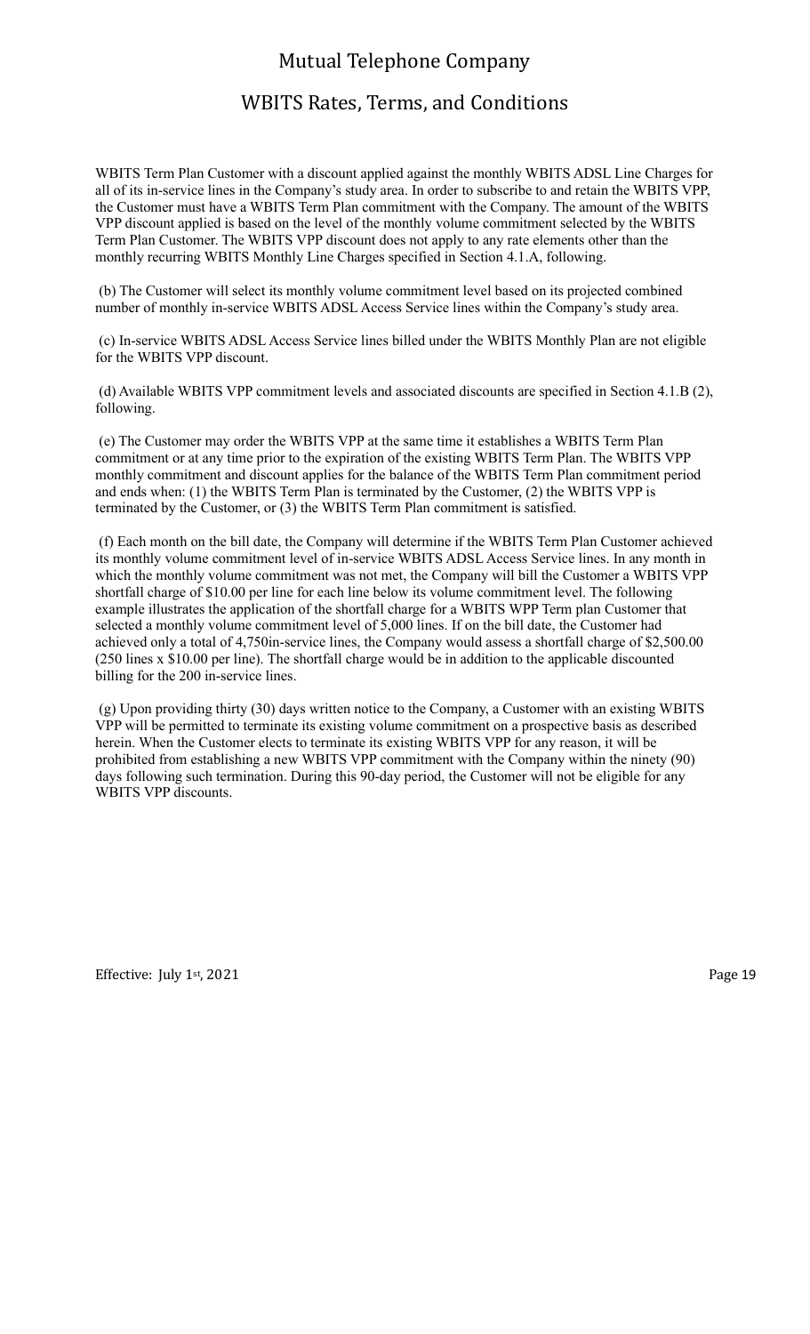WBITS Term Plan Customer with a discount applied against the monthly WBITS ADSL Line Charges for all of its in-service lines in the Company's study area. In order to subscribe to and retain the WBITS VPP, the Customer must have a WBITS Term Plan commitment with the Company. The amount of the WBITS VPP discount applied is based on the level of the monthly volume commitment selected by the WBITS Term Plan Customer. The WBITS VPP discount does not apply to any rate elements other than the monthly recurring WBITS Monthly Line Charges specified in Section 4.1.A, following.

(b) The Customer will select its monthly volume commitment level based on its projected combined number of monthly in-service WBITS ADSL Access Service lines within the Company's study area.

(c) In-service WBITS ADSL Access Service lines billed under the WBITS Monthly Plan are not eligible for the WBITS VPP discount.

(d) Available WBITS VPP commitment levels and associated discounts are specified in Section 4.1.B (2), following.

(e) The Customer may order the WBITS VPP at the same time it establishes a WBITS Term Plan commitment or at any time prior to the expiration of the existing WBITS Term Plan. The WBITS VPP monthly commitment and discount applies for the balance of the WBITS Term Plan commitment period and ends when: (1) the WBITS Term Plan is terminated by the Customer, (2) the WBITS VPP is terminated by the Customer, or (3) the WBITS Term Plan commitment is satisfied.

(f) Each month on the bill date, the Company will determine if the WBITS Term Plan Customer achieved its monthly volume commitment level of in-service WBITS ADSL Access Service lines. In any month in which the monthly volume commitment was not met, the Company will bill the Customer a WBITS VPP shortfall charge of $10.00 per line for each line below its volume commitment level. The following example illustrates the application of the shortfall charge for a WBITS WPP Term plan Customer that selected a monthly volume commitment level of 5,000 lines. If on the bill date, the Customer had achieved only a total of 4,750in-service lines, the Company would assess a shortfall charge of $2,500.00 (250 lines x $10.00 per line). The shortfall charge would be in addition to the applicable discounted billing for the 200 in-service lines.

(g) Upon providing thirty (30) days written notice to the Company, a Customer with an existing WBITS VPP will be permitted to terminate its existing volume commitment on a prospective basis as described herein. When the Customer elects to terminate its existing WBITS VPP for any reason, it will be prohibited from establishing a new WBITS VPP commitment with the Company within the ninety (90) days following such termination. During this 90-day period, the Customer will not be eligible for any WBITS VPP discounts.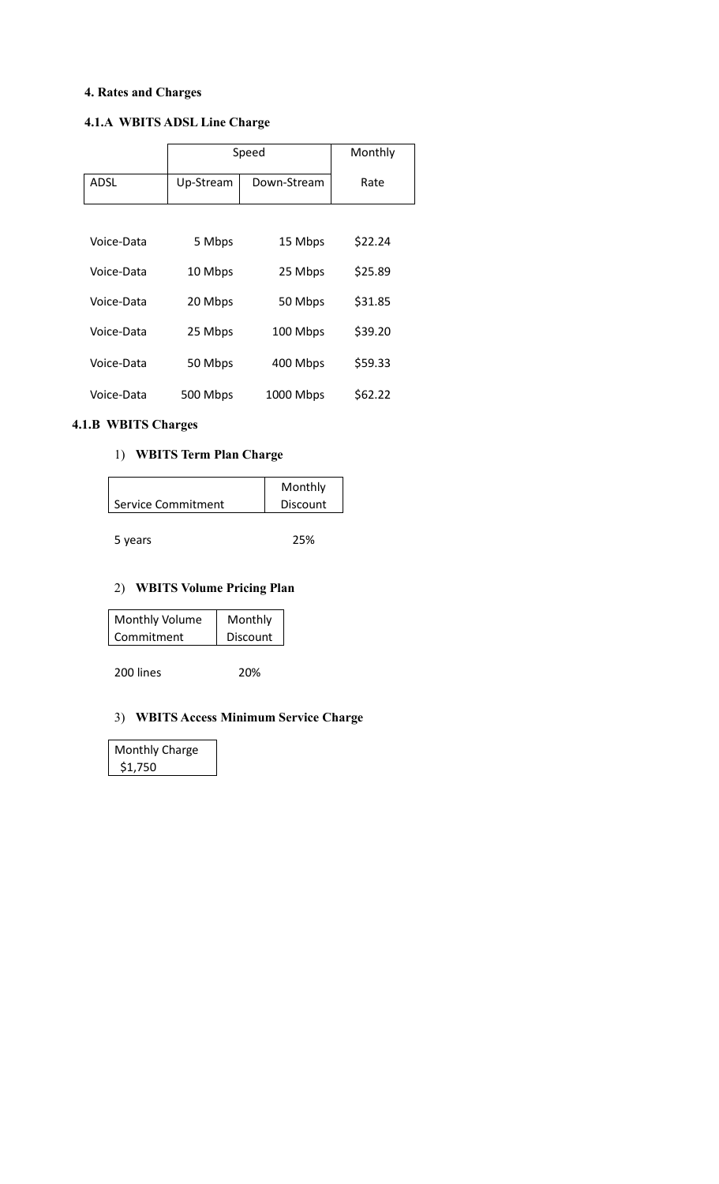**4. Rates and Charges**

**4.1.A WBITS ADSL Line Charge**

| | Speed | | Monthly |
|---|---|---|---|
| ADSL | Up-Stream | Down-Stream | Rate |
| Voice-Data | 5 Mbps | 15 Mbps | $22.24 |
| Voice-Data | 10 Mbps | 25 Mbps | $25.89 |
| Voice-Data | 20 Mbps | 50 Mbps | $31.85 |
| Voice-Data | 25 Mbps | 100 Mbps | $39.20 |
| Voice-Data | 50 Mbps | 400 Mbps | $59.33 |
| Voice-Data | 500 Mbps | 1000 Mbps | $62.22 |

**4.1.B WBITS Charges**

1) **WBITS Term Plan Charge**

| Service Commitment | Monthly Discount |
|---|---|
| 5 years | 25% |

2) **WBITS Volume Pricing Plan**

| Monthly Volume Commitment | Monthly Discount |
|---|---|
| 200 lines | 20% |

3) **WBITS Access Minimum Service Charge**

| Monthly Charge |
|---|
| $1,750 |